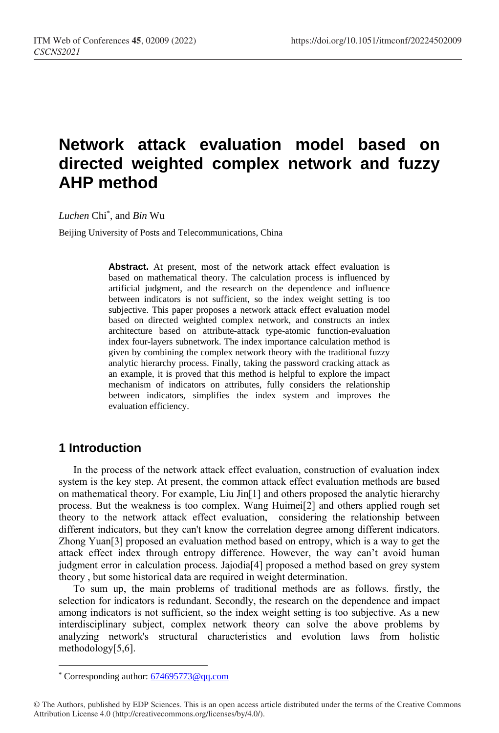# Network attack evaluation model based on directed weighted complex network and fuzzy AHP method

*Luchen* Chi*, and *Bin* Wu

Beijing University of Posts and Telecommunications, China

**Abstract.** At present, most of the network attack effect evaluation is based on mathematical theory. The calculation process is influenced by artificial judgment, and the research on the dependence and influence between indicators is not sufficient, so the index weight setting is too subjective. This paper proposes a network attack effect evaluation model based on directed weighted complex network, and constructs an index architecture based on attribute-attack type-atomic function-evaluation index four-layers subnetwork. The index importance calculation method is given by combining the complex network theory with the traditional fuzzy analytic hierarchy process. Finally, taking the password cracking attack as an example, it is proved that this method is helpful to explore the impact mechanism of indicators on attributes, fully considers the relationship between indicators, simplifies the index system and improves the evaluation efficiency.

## 1 Introduction

In the process of the network attack effect evaluation, construction of evaluation index system is the key step. At present, the common attack effect evaluation methods are based on mathematical theory. For example, Liu Jin[1] and others proposed the analytic hierarchy process. But the weakness is too complex. Wang Huimei[2] and others applied rough set theory to the network attack effect evaluation, considering the relationship between different indicators, but they can't know the correlation degree among different indicators. Zhong Yuan[3] proposed an evaluation method based on entropy, which is a way to get the attack effect index through entropy difference. However, the way can't avoid human judgment error in calculation process. Jajodia[4] proposed a method based on grey system theory , but some historical data are required in weight determination.

To sum up, the main problems of traditional methods are as follows. firstly, the selection for indicators is redundant. Secondly, the research on the dependence and impact among indicators is not sufficient, so the index weight setting is too subjective. As a new interdisciplinary subject, complex network theory can solve the above problems by analyzing network's structural characteristics and evolution laws from holistic methodology[5,6].

* Corresponding author: 674695773@qq.com

© The Authors, published by EDP Sciences. This is an open access article distributed under the terms of the Creative Commons Attribution License 4.0 (http://creativecommons.org/licenses/by/4.0/).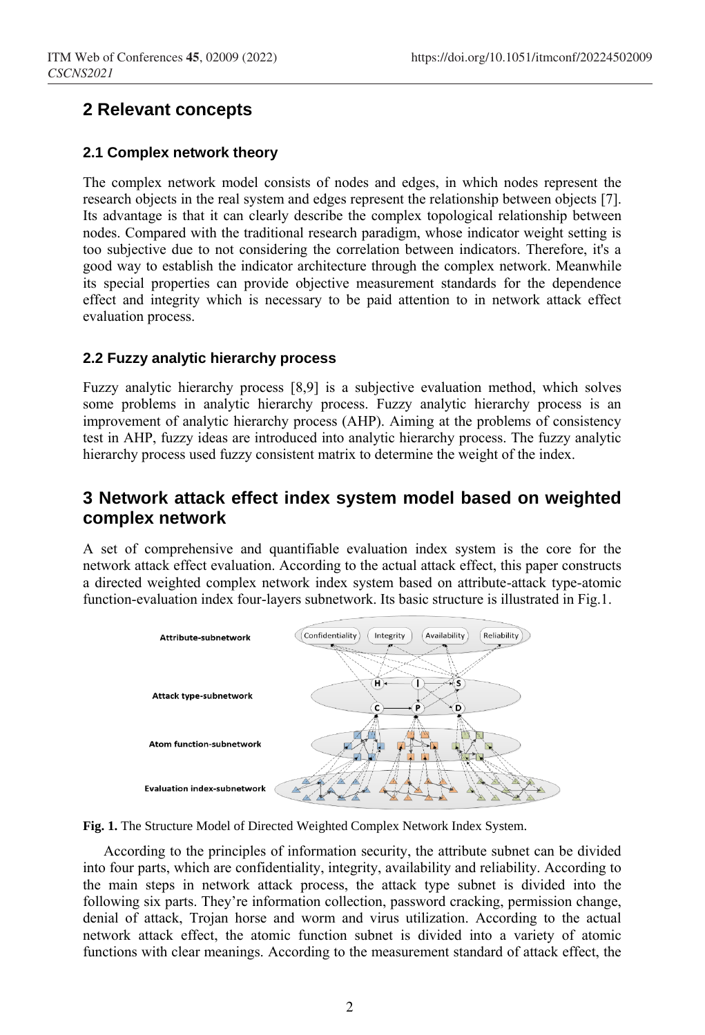## 2 Relevant concepts

### 2.1 Complex network theory

The complex network model consists of nodes and edges, in which nodes represent the research objects in the real system and edges represent the relationship between objects [7]. Its advantage is that it can clearly describe the complex topological relationship between nodes. Compared with the traditional research paradigm, whose indicator weight setting is too subjective due to not considering the correlation between indicators. Therefore, it's a good way to establish the indicator architecture through the complex network. Meanwhile its special properties can provide objective measurement standards for the dependence effect and integrity which is necessary to be paid attention to in network attack effect evaluation process.

### 2.2 Fuzzy analytic hierarchy process

Fuzzy analytic hierarchy process [8,9] is a subjective evaluation method, which solves some problems in analytic hierarchy process. Fuzzy analytic hierarchy process is an improvement of analytic hierarchy process (AHP). Aiming at the problems of consistency test in AHP, fuzzy ideas are introduced into analytic hierarchy process. The fuzzy analytic hierarchy process used fuzzy consistent matrix to determine the weight of the index.

## 3 Network attack effect index system model based on weighted complex network

A set of comprehensive and quantifiable evaluation index system is the core for the network attack effect evaluation. According to the actual attack effect, this paper constructs a directed weighted complex network index system based on attribute-attack type-atomic function-evaluation index four-layers subnetwork. Its basic structure is illustrated in Fig.1.

Attribute-subnetwork
Confidentiality
Integrity
Availability
Reliability
Attack type-subnetwork
H
I
S
C
P
D
Atom function-subnetwork
Evaluation index-subnetwork

**Fig. 1.** The Structure Model of Directed Weighted Complex Network Index System.

According to the principles of information security, the attribute subnet can be divided into four parts, which are confidentiality, integrity, availability and reliability. According to the main steps in network attack process, the attack type subnet is divided into the following six parts. They're information collection, password cracking, permission change, denial of attack, Trojan horse and worm and virus utilization. According to the actual network attack effect, the atomic function subnet is divided into a variety of atomic functions with clear meanings. According to the measurement standard of attack effect, the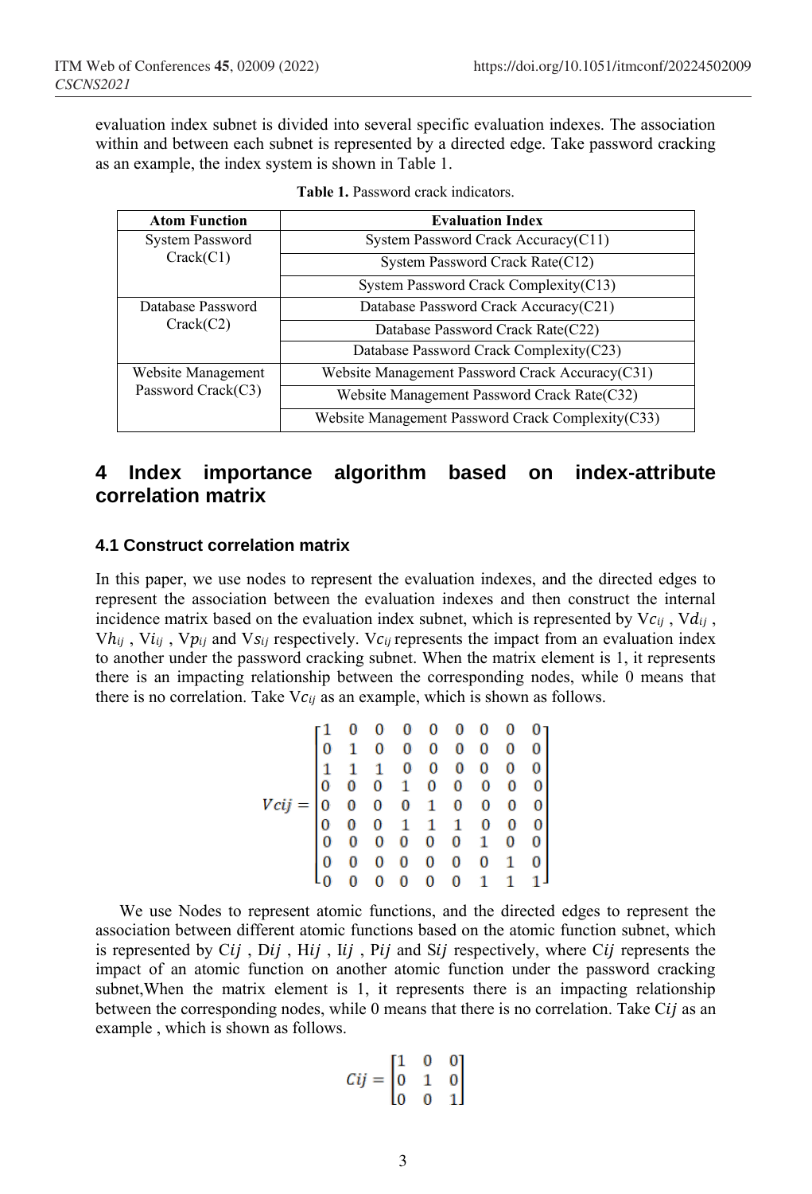evaluation index subnet is divided into several specific evaluation indexes. The association within and between each subnet is represented by a directed edge. Take password cracking as an example, the index system is shown in Table 1.

**Table 1.** Password crack indicators.

| Atom Function | Evaluation Index |
|---|---|
| System Password Crack(C1) | System Password Crack Accuracy(C11) |
| | System Password Crack Rate(C12) |
| | System Password Crack Complexity(C13) |
| Database Password Crack(C2) | Database Password Crack Accuracy(C21) |
| | Database Password Crack Rate(C22) |
| | Database Password Crack Complexity(C23) |
| Website Management Password Crack(C3) | Website Management Password Crack Accuracy(C31) |
| | Website Management Password Crack Rate(C32) |
| | Website Management Password Crack Complexity(C33) |

## 4 Index importance algorithm based on index-attribute correlation matrix

### 4.1 Construct correlation matrix

In this paper, we use nodes to represent the evaluation indexes, and the directed edges to represent the association between the evaluation indexes and then construct the internal incidence matrix based on the evaluation index subnet, which is represented by $Vc_{ij}$ , $Vd_{ij}$ , $Vh_{ij}$ , $Vi_{ij}$ , $Vp_{ij}$ and $Vs_{ij}$ respectively. $Vc_{ij}$ represents the impact from an evaluation index to another under the password cracking subnet. When the matrix element is 1, it represents there is an impacting relationship between the corresponding nodes, while 0 means that there is no correlation. Take $Vc_{ij}$ as an example, which is shown as follows.

$$
Vcij = \begin{bmatrix} 1 & 0 & 0 & 0 & 0 & 0 & 0 & 0 & 0 \\ 0 & 1 & 0 & 0 & 0 & 0 & 0 & 0 & 0 \\ 1 & 1 & 1 & 0 & 0 & 0 & 0 & 0 & 0 \\ 0 & 0 & 0 & 1 & 0 & 0 & 0 & 0 & 0 \\ 0 & 0 & 0 & 0 & 1 & 0 & 0 & 0 & 0 \\ 0 & 0 & 0 & 1 & 1 & 1 & 0 & 0 & 0 \\ 0 & 0 & 0 & 0 & 0 & 0 & 1 & 0 & 0 \\ 0 & 0 & 0 & 0 & 0 & 0 & 0 & 1 & 0 \\ 0 & 0 & 0 & 0 & 0 & 0 & 1 & 1 & 1 \end{bmatrix}
$$

We use Nodes to represent atomic functions, and the directed edges to represent the association between different atomic functions based on the atomic function subnet, which is represented by $Cij$ , $Dij$ , $Hij$ , $Iij$ , $Pij$ and $Sij$ respectively, where $Cij$ represents the impact of an atomic function on another atomic function under the password cracking subnet,When the matrix element is 1, it represents there is an impacting relationship between the corresponding nodes, while 0 means that there is no correlation. Take $Cij$ as an example , which is shown as follows.

$$
Cij = \begin{bmatrix} 1 & 0 & 0 \\ 0 & 1 & 0 \\ 0 & 0 & 1 \end{bmatrix}
$$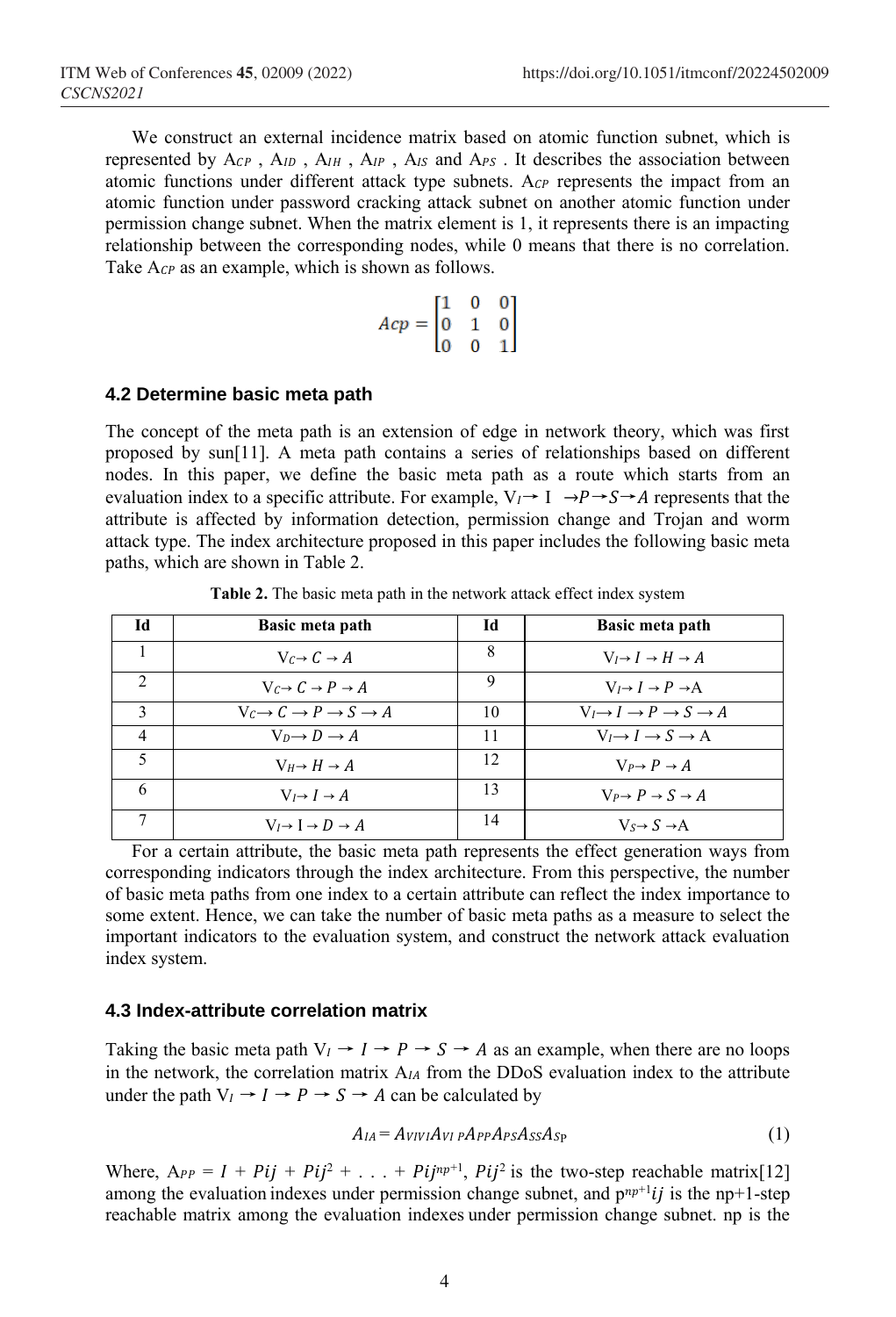We construct an external incidence matrix based on atomic function subnet, which is represented by $A_{CP}$ , $A_{ID}$ , $A_{IH}$ , $A_{IP}$ , $A_{IS}$ and $A_{PS}$ . It describes the association between atomic functions under different attack type subnets. $A_{CP}$ represents the impact from an atomic function under password cracking attack subnet on another atomic function under permission change subnet. When the matrix element is 1, it represents there is an impacting relationship between the corresponding nodes, while 0 means that there is no correlation. Take $A_{CP}$ as an example, which is shown as follows.

$$Acp = \begin{bmatrix} 1 & 0 & 0 \\ 0 & 1 & 0 \\ 0 & 0 & 1 \end{bmatrix}$$

### 4.2 Determine basic meta path

The concept of the meta path is an extension of edge in network theory, which was first proposed by sun[11]. A meta path contains a series of relationships based on different nodes. In this paper, we define the basic meta path as a route which starts from an evaluation index to a specific attribute. For example, $V_I \rightarrow I \rightarrow P \rightarrow S \rightarrow A$ represents that the attribute is affected by information detection, permission change and Trojan and worm attack type. The index architecture proposed in this paper includes the following basic meta paths, which are shown in Table 2.

**Table 2.** The basic meta path in the network attack effect index system

| Id | Basic meta path | Id | Basic meta path |
|---|---|---|---|
| 1 | $V_C \rightarrow C \rightarrow A$ | 8 | $V_I \rightarrow I \rightarrow H \rightarrow A$ |
| 2 | $V_C \rightarrow C \rightarrow P \rightarrow A$ | 9 | $V_I \rightarrow I \rightarrow P \rightarrow A$ |
| 3 | $V_C \rightarrow C \rightarrow P \rightarrow S \rightarrow A$ | 10 | $V_I \rightarrow I \rightarrow P \rightarrow S \rightarrow A$ |
| 4 | $V_D \rightarrow D \rightarrow A$ | 11 | $V_I \rightarrow I \rightarrow S \rightarrow A$ |
| 5 | $V_H \rightarrow H \rightarrow A$ | 12 | $V_P \rightarrow P \rightarrow A$ |
| 6 | $V_I \rightarrow I \rightarrow A$ | 13 | $V_P \rightarrow P \rightarrow S \rightarrow A$ |
| 7 | $V_I \rightarrow I \rightarrow D \rightarrow A$ | 14 | $V_S \rightarrow S \rightarrow A$ |

For a certain attribute, the basic meta path represents the effect generation ways from corresponding indicators through the index architecture. From this perspective, the number of basic meta paths from one index to a certain attribute can reflect the index importance to some extent. Hence, we can take the number of basic meta paths as a measure to select the important indicators to the evaluation system, and construct the network attack evaluation index system.

### 4.3 Index-attribute correlation matrix

Taking the basic meta path $V_I \rightarrow I \rightarrow P \rightarrow S \rightarrow A$ as an example, when there are no loops in the network, the correlation matrix $A_{IA}$ from the DDoS evaluation index to the attribute under the path $V_I \rightarrow I \rightarrow P \rightarrow S \rightarrow A$ can be calculated by

$$A_{IA} = A_{VIVI} A_{VI\,P} A_{PP} A_{PS} A_{SS} A_{SP} \tag{1}$$

Where, $A_{PP} = I + Pij + Pij^2 + \ldots + Pij^{np+1}$, $Pij^2$ is the two-step reachable matrix[12] among the evaluation indexes under permission change subnet, and $p^{np+1}ij$ is the np+1-step reachable matrix among the evaluation indexes under permission change subnet. np is the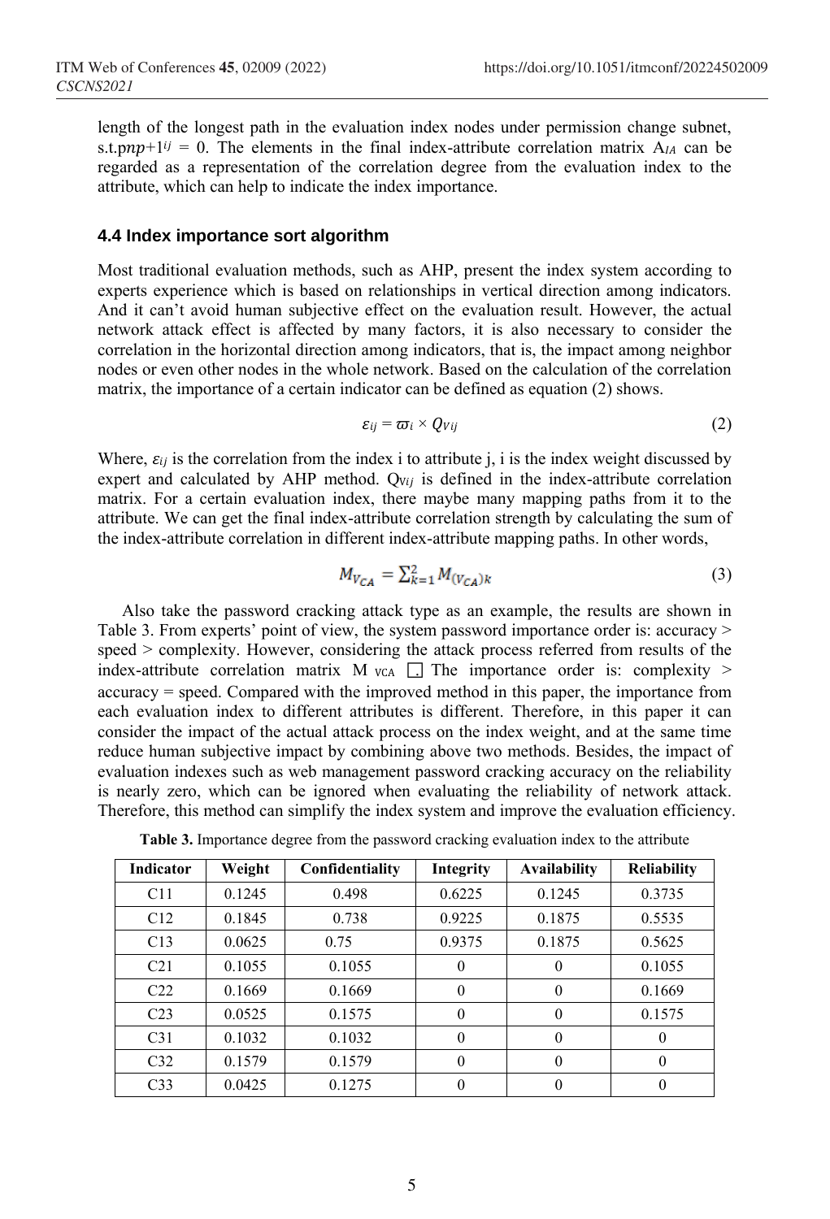length of the longest path in the evaluation index nodes under permission change subnet, s.t.$pnp+1^{ij} = 0$. The elements in the final index-attribute correlation matrix $A_{IA}$ can be regarded as a representation of the correlation degree from the evaluation index to the attribute, which can help to indicate the index importance.

### 4.4 Index importance sort algorithm

Most traditional evaluation methods, such as AHP, present the index system according to experts experience which is based on relationships in vertical direction among indicators. And it can't avoid human subjective effect on the evaluation result. However, the actual network attack effect is affected by many factors, it is also necessary to consider the correlation in the horizontal direction among indicators, that is, the impact among neighbor nodes or even other nodes in the whole network. Based on the calculation of the correlation matrix, the importance of a certain indicator can be defined as equation (2) shows.

$$\varepsilon_{ij} = \varpi_i \times Q_{Vij} \tag{2}$$

Where, $\varepsilon_{ij}$ is the correlation from the index i to attribute j, i is the index weight discussed by expert and calculated by AHP method. $Q_{Vij}$ is defined in the index-attribute correlation matrix. For a certain evaluation index, there maybe many mapping paths from it to the attribute. We can get the final index-attribute correlation strength by calculating the sum of the index-attribute correlation in different index-attribute mapping paths. In other words,

$$M_{V_{CA}} = \sum_{k=1}^{2} M_{(V_{CA})k} \tag{3}$$

Also take the password cracking attack type as an example, the results are shown in Table 3. From experts' point of view, the system password importance order is: accuracy > speed > complexity. However, considering the attack process referred from results of the index-attribute correlation matrix $M_{VCA}$ . The importance order is: complexity > accuracy = speed. Compared with the improved method in this paper, the importance from each evaluation index to different attributes is different. Therefore, in this paper it can consider the impact of the actual attack process on the index weight, and at the same time reduce human subjective impact by combining above two methods. Besides, the impact of evaluation indexes such as web management password cracking accuracy on the reliability is nearly zero, which can be ignored when evaluating the reliability of network attack. Therefore, this method can simplify the index system and improve the evaluation efficiency.

**Table 3.** Importance degree from the password cracking evaluation index to the attribute

| Indicator | Weight | Confidentiality | Integrity | Availability | Reliability |
|---|---|---|---|---|---|
| C11 | 0.1245 | 0.498 | 0.6225 | 0.1245 | 0.3735 |
| C12 | 0.1845 | 0.738 | 0.9225 | 0.1875 | 0.5535 |
| C13 | 0.0625 | 0.75 | 0.9375 | 0.1875 | 0.5625 |
| C21 | 0.1055 | 0.1055 | 0 | 0 | 0.1055 |
| C22 | 0.1669 | 0.1669 | 0 | 0 | 0.1669 |
| C23 | 0.0525 | 0.1575 | 0 | 0 | 0.1575 |
| C31 | 0.1032 | 0.1032 | 0 | 0 | 0 |
| C32 | 0.1579 | 0.1579 | 0 | 0 | 0 |
| C33 | 0.0425 | 0.1275 | 0 | 0 | 0 |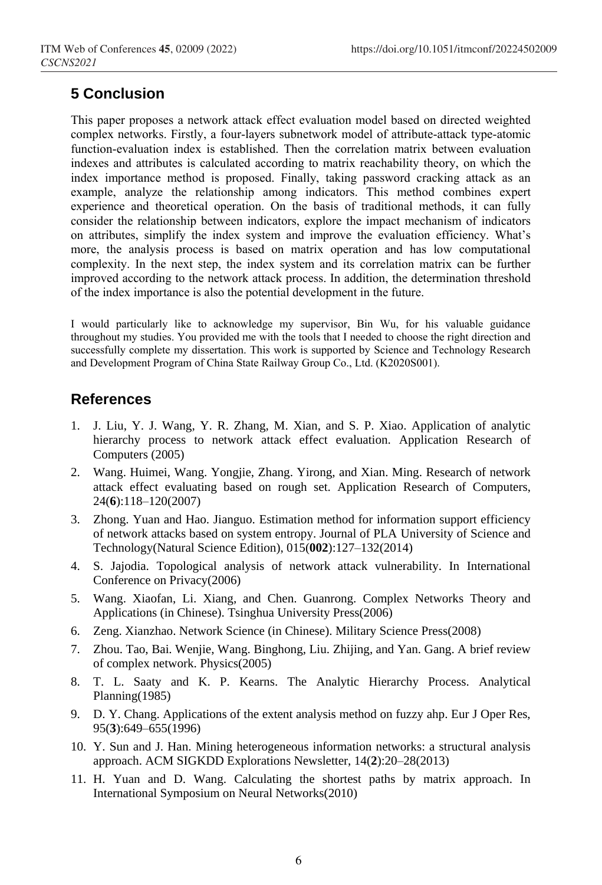## 5 Conclusion

This paper proposes a network attack effect evaluation model based on directed weighted complex networks. Firstly, a four-layers subnetwork model of attribute-attack type-atomic function-evaluation index is established. Then the correlation matrix between evaluation indexes and attributes is calculated according to matrix reachability theory, on which the index importance method is proposed. Finally, taking password cracking attack as an example, analyze the relationship among indicators. This method combines expert experience and theoretical operation. On the basis of traditional methods, it can fully consider the relationship between indicators, explore the impact mechanism of indicators on attributes, simplify the index system and improve the evaluation efficiency. What's more, the analysis process is based on matrix operation and has low computational complexity. In the next step, the index system and its correlation matrix can be further improved according to the network attack process. In addition, the determination threshold of the index importance is also the potential development in the future.

I would particularly like to acknowledge my supervisor, Bin Wu, for his valuable guidance throughout my studies. You provided me with the tools that I needed to choose the right direction and successfully complete my dissertation. This work is supported by Science and Technology Research and Development Program of China State Railway Group Co., Ltd. (K2020S001).

## References

1. J. Liu, Y. J. Wang, Y. R. Zhang, M. Xian, and S. P. Xiao. Application of analytic hierarchy process to network attack effect evaluation. Application Research of Computers (2005)
2. Wang. Huimei, Wang. Yongjie, Zhang. Yirong, and Xian. Ming. Research of network attack effect evaluating based on rough set. Application Research of Computers, 24(**6**):118–120(2007)
3. Zhong. Yuan and Hao. Jianguo. Estimation method for information support efficiency of network attacks based on system entropy. Journal of PLA University of Science and Technology(Natural Science Edition), 015(**002**):127–132(2014)
4. S. Jajodia. Topological analysis of network attack vulnerability. In International Conference on Privacy(2006)
5. Wang. Xiaofan, Li. Xiang, and Chen. Guanrong. Complex Networks Theory and Applications (in Chinese). Tsinghua University Press(2006)
6. Zeng. Xianzhao. Network Science (in Chinese). Military Science Press(2008)
7. Zhou. Tao, Bai. Wenjie, Wang. Binghong, Liu. Zhijing, and Yan. Gang. A brief review of complex network. Physics(2005)
8. T. L. Saaty and K. P. Kearns. The Analytic Hierarchy Process. Analytical Planning(1985)
9. D. Y. Chang. Applications of the extent analysis method on fuzzy ahp. Eur J Oper Res, 95(**3**):649–655(1996)
10. Y. Sun and J. Han. Mining heterogeneous information networks: a structural analysis approach. ACM SIGKDD Explorations Newsletter, 14(**2**):20–28(2013)
11. H. Yuan and D. Wang. Calculating the shortest paths by matrix approach. In International Symposium on Neural Networks(2010)